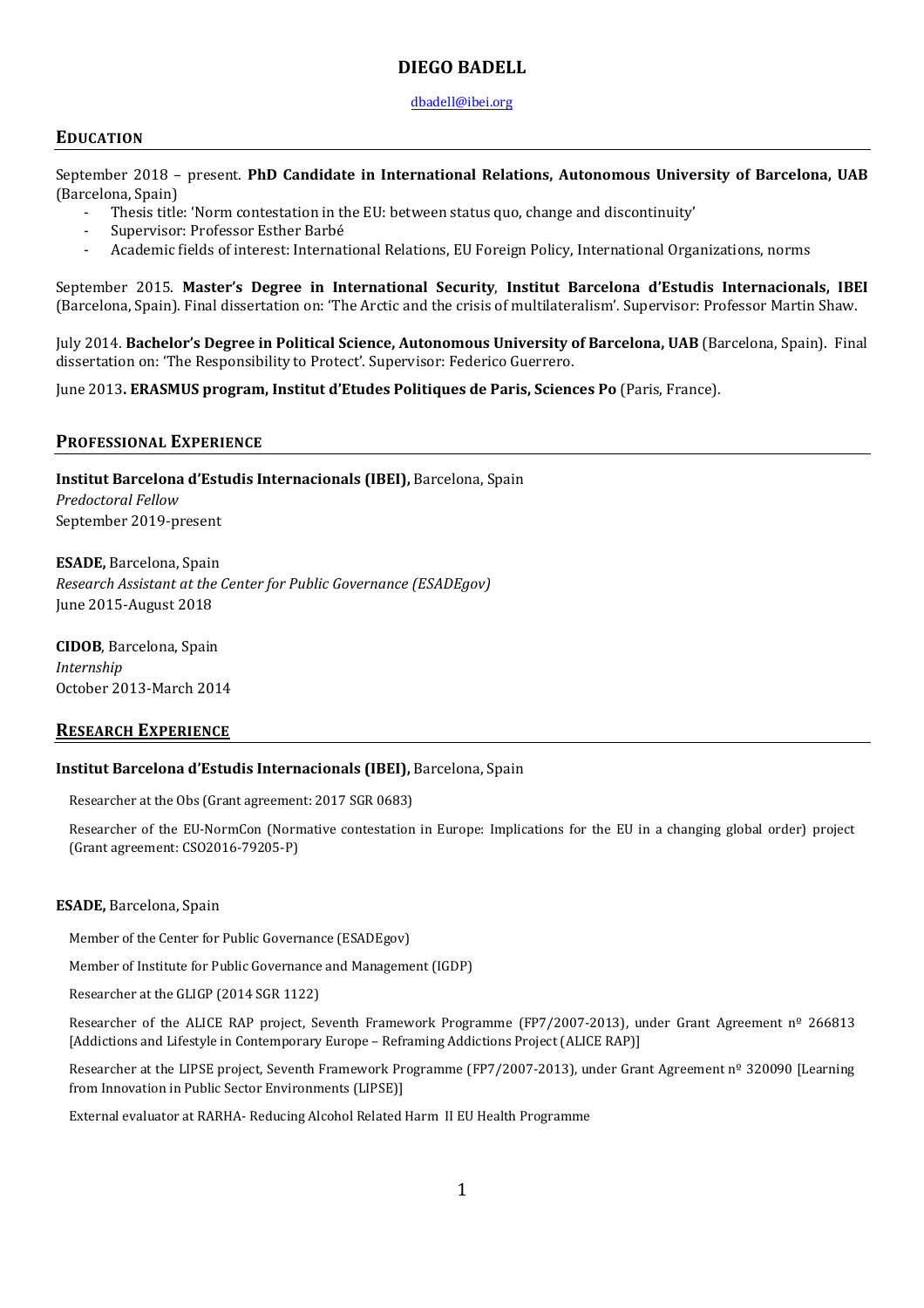# DIEGO BADELL

dbadell@ibei.org

## EDUCATION

September 2018 – present. **PhD Candidate in International Relations, Autonomous University of Barcelona, UAB** (Barcelona, Spain)

- Thesis title: 'Norm contestation in the EU: between status quo, change and discontinuity'
- Supervisor: Professor Esther Barbé
- Academic fields of interest: International Relations, EU Foreign Policy, International Organizations, norms

September 2015. **Master's Degree in International Security**, **Institut Barcelona d'Estudis Internacionals, IBEI** (Barcelona, Spain). Final dissertation on: 'The Arctic and the crisis of multilateralism'. Supervisor: Professor Martin Shaw.

July 2014. **Bachelor's Degree in Political Science, Autonomous University of Barcelona, UAB** (Barcelona, Spain). Final dissertation on: 'The Responsibility to Protect'. Supervisor: Federico Guerrero.

June 2013**. ERASMUS program, Institut d'Etudes Politiques de Paris, Sciences Po** (Paris, France).

## PROFESSIONAL EXPERIENCE

**Institut Barcelona d'Estudis Internacionals (IBEI),** Barcelona, Spain
*Predoctoral Fellow*
September 2019-present

**ESADE,** Barcelona, Spain
*Research Assistant at the Center for Public Governance (ESADEgov)*
June 2015-August 2018

**CIDOB**, Barcelona, Spain
*Internship*
October 2013-March 2014

## RESEARCH EXPERIENCE

**Institut Barcelona d'Estudis Internacionals (IBEI),** Barcelona, Spain

Researcher at the Obs (Grant agreement: 2017 SGR 0683)

Researcher of the EU-NormCon (Normative contestation in Europe: Implications for the EU in a changing global order) project (Grant agreement: CSO2016-79205-P)

**ESADE,** Barcelona, Spain

Member of the Center for Public Governance (ESADEgov)

Member of Institute for Public Governance and Management (IGDP)

Researcher at the GLIGP (2014 SGR 1122)

Researcher of the ALICE RAP project, Seventh Framework Programme (FP7/2007-2013), under Grant Agreement nº 266813 [Addictions and Lifestyle in Contemporary Europe – Reframing Addictions Project (ALICE RAP)]

Researcher at the LIPSE project, Seventh Framework Programme (FP7/2007-2013), under Grant Agreement nº 320090 [Learning from Innovation in Public Sector Environments (LIPSE)]

External evaluator at RARHA- Reducing Alcohol Related Harm II EU Health Programme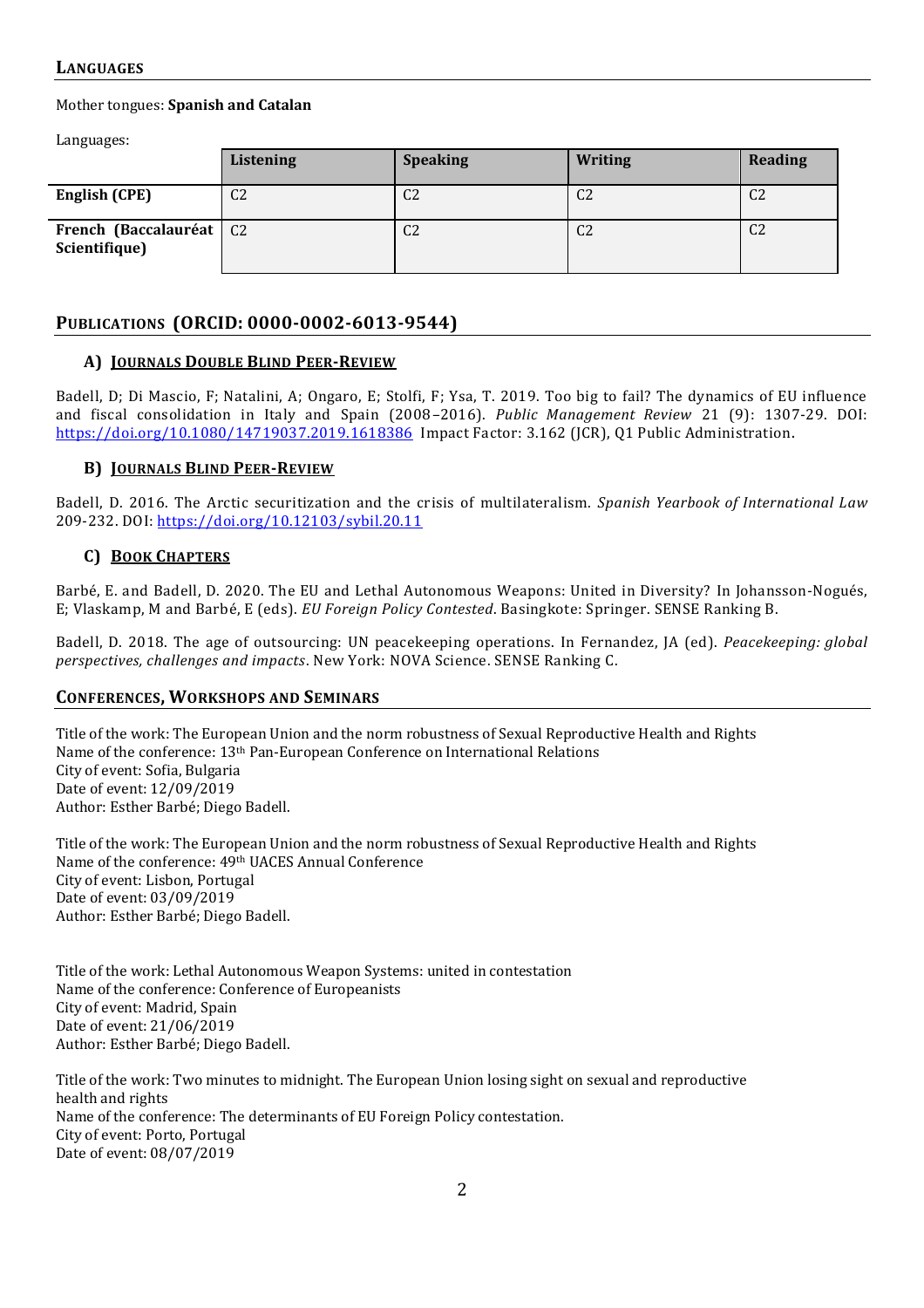## LANGUAGES

Mother tongues: **Spanish and Catalan**

Languages:

| | **Listening** | **Speaking** | **Writing** | **Reading** |
|---|---|---|---|---|
| **English (CPE)** | C2 | C2 | C2 | C2 |
| **French (Baccalauréat Scientifique)** | C2 | C2 | C2 | C2 |

## PUBLICATIONS (ORCID: 0000-0002-6013-9544)

### A) JOURNALS DOUBLE BLIND PEER-REVIEW

Badell, D; Di Mascio, F; Natalini, A; Ongaro, E; Stolfi, F; Ysa, T. 2019. Too big to fail? The dynamics of EU influence and fiscal consolidation in Italy and Spain (2008–2016). *Public Management Review* 21 (9): 1307-29. DOI: https://doi.org/10.1080/14719037.2019.1618386 Impact Factor: 3.162 (JCR), Q1 Public Administration.

### B) JOURNALS BLIND PEER-REVIEW

Badell, D. 2016. The Arctic securitization and the crisis of multilateralism. *Spanish Yearbook of International Law* 209-232. DOI: https://doi.org/10.12103/sybil.20.11

### C) BOOK CHAPTERS

Barbé, E. and Badell, D. 2020. The EU and Lethal Autonomous Weapons: United in Diversity? In Johansson-Nogués, E; Vlaskamp, M and Barbé, E (eds). *EU Foreign Policy Contested*. Basingkote: Springer. SENSE Ranking B.

Badell, D. 2018. The age of outsourcing: UN peacekeeping operations. In Fernandez, JA (ed). *Peacekeeping: global perspectives, challenges and impacts*. New York: NOVA Science. SENSE Ranking C.

## CONFERENCES, WORKSHOPS AND SEMINARS

Title of the work: The European Union and the norm robustness of Sexual Reproductive Health and Rights
Name of the conference: 13th Pan-European Conference on International Relations
City of event: Sofia, Bulgaria
Date of event: 12/09/2019
Author: Esther Barbé; Diego Badell.

Title of the work: The European Union and the norm robustness of Sexual Reproductive Health and Rights
Name of the conference: 49th UACES Annual Conference
City of event: Lisbon, Portugal
Date of event: 03/09/2019
Author: Esther Barbé; Diego Badell.

Title of the work: Lethal Autonomous Weapon Systems: united in contestation
Name of the conference: Conference of Europeanists
City of event: Madrid, Spain
Date of event: 21/06/2019
Author: Esther Barbé; Diego Badell.

Title of the work: Two minutes to midnight. The European Union losing sight on sexual and reproductive health and rights
Name of the conference: The determinants of EU Foreign Policy contestation.
City of event: Porto, Portugal
Date of event: 08/07/2019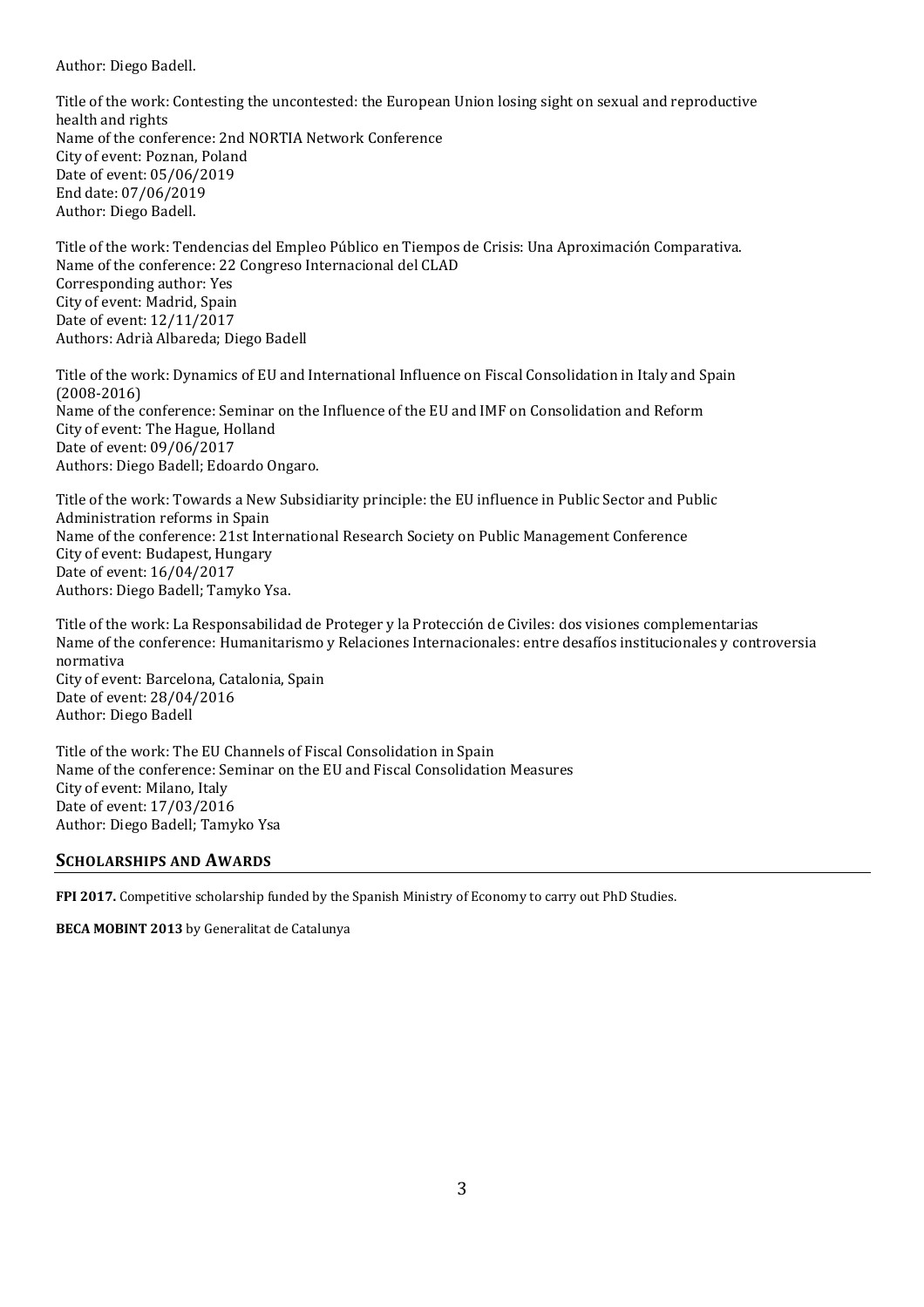Author: Diego Badell.

Title of the work: Contesting the uncontested: the European Union losing sight on sexual and reproductive health and rights
Name of the conference: 2nd NORTIA Network Conference
City of event: Poznan, Poland
Date of event: 05/06/2019
End date: 07/06/2019
Author: Diego Badell.

Title of the work: Tendencias del Empleo Público en Tiempos de Crisis: Una Aproximación Comparativa.
Name of the conference: 22 Congreso Internacional del CLAD
Corresponding author: Yes
City of event: Madrid, Spain
Date of event: 12/11/2017
Authors: Adrià Albareda; Diego Badell

Title of the work: Dynamics of EU and International Influence on Fiscal Consolidation in Italy and Spain (2008-2016)
Name of the conference: Seminar on the Influence of the EU and IMF on Consolidation and Reform
City of event: The Hague, Holland
Date of event: 09/06/2017
Authors: Diego Badell; Edoardo Ongaro.

Title of the work: Towards a New Subsidiarity principle: the EU influence in Public Sector and Public Administration reforms in Spain
Name of the conference: 21st International Research Society on Public Management Conference
City of event: Budapest, Hungary
Date of event: 16/04/2017
Authors: Diego Badell; Tamyko Ysa.

Title of the work: La Responsabilidad de Proteger y la Protección de Civiles: dos visiones complementarias
Name of the conference: Humanitarismo y Relaciones Internacionales: entre desafíos institucionales y controversia normativa
City of event: Barcelona, Catalonia, Spain
Date of event: 28/04/2016
Author: Diego Badell

Title of the work: The EU Channels of Fiscal Consolidation in Spain
Name of the conference: Seminar on the EU and Fiscal Consolidation Measures
City of event: Milano, Italy
Date of event: 17/03/2016
Author: Diego Badell; Tamyko Ysa

## Scholarships and Awards

**FPI 2017.** Competitive scholarship funded by the Spanish Ministry of Economy to carry out PhD Studies.

**BECA MOBINT 2013** by Generalitat de Catalunya